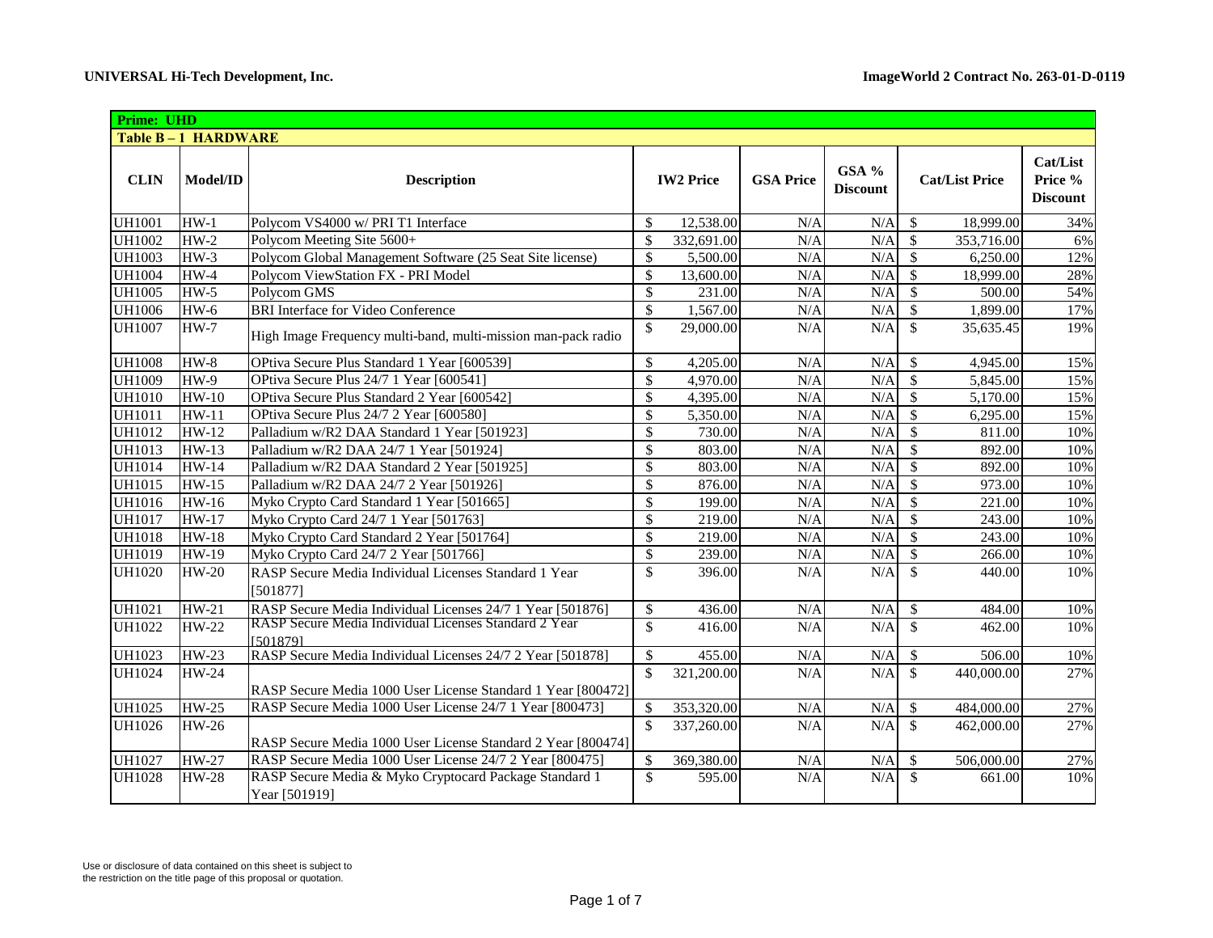**UNIVERSAL Hi-Tech Development, Inc.**

**ImageWorld 2 Contract No. 263-01-D-0119**

| **Prime: UHD** | | | | | | | |
|---|---|---|---|---|---|---|---|
| **Table B – 1 HARDWARE** | | | | | | | |
| **CLIN** | **Model/ID** | **Description** | **IW2 Price** | **GSA Price** | **GSA % Discount** | **Cat/List Price** | **Cat/List Price % Discount** |
| UH1001 | HW-1 | Polycom VS4000 w/ PRI T1 Interface | $ 12,538.00 | N/A | N/A | $ 18,999.00 | 34% |
| UH1002 | HW-2 | Polycom Meeting Site 5600+ | $ 332,691.00 | N/A | N/A | $ 353,716.00 | 6% |
| UH1003 | HW-3 | Polycom Global Management Software (25 Seat Site license) | $ 5,500.00 | N/A | N/A | $ 6,250.00 | 12% |
| UH1004 | HW-4 | Polycom ViewStation FX - PRI Model | $ 13,600.00 | N/A | N/A | $ 18,999.00 | 28% |
| UH1005 | HW-5 | Polycom GMS | $ 231.00 | N/A | N/A | $ 500.00 | 54% |
| UH1006 | HW-6 | BRI Interface for Video Conference | $ 1,567.00 | N/A | N/A | $ 1,899.00 | 17% |
| UH1007 | HW-7 | High Image Frequency multi-band, multi-mission man-pack radio | $ 29,000.00 | N/A | N/A | $ 35,635.45 | 19% |
| UH1008 | HW-8 | OPtiva Secure Plus Standard 1 Year [600539] | $ 4,205.00 | N/A | N/A | $ 4,945.00 | 15% |
| UH1009 | HW-9 | OPtiva Secure Plus 24/7 1 Year [600541] | $ 4,970.00 | N/A | N/A | $ 5,845.00 | 15% |
| UH1010 | HW-10 | OPtiva Secure Plus Standard 2 Year [600542] | $ 4,395.00 | N/A | N/A | $ 5,170.00 | 15% |
| UH1011 | HW-11 | OPtiva Secure Plus 24/7 2 Year [600580] | $ 5,350.00 | N/A | N/A | $ 6,295.00 | 15% |
| UH1012 | HW-12 | Palladium w/R2 DAA Standard 1 Year [501923] | $ 730.00 | N/A | N/A | $ 811.00 | 10% |
| UH1013 | HW-13 | Palladium w/R2 DAA 24/7 1 Year [501924] | $ 803.00 | N/A | N/A | $ 892.00 | 10% |
| UH1014 | HW-14 | Palladium w/R2 DAA Standard 2 Year [501925] | $ 803.00 | N/A | N/A | $ 892.00 | 10% |
| UH1015 | HW-15 | Palladium w/R2 DAA 24/7 2 Year [501926] | $ 876.00 | N/A | N/A | $ 973.00 | 10% |
| UH1016 | HW-16 | Myko Crypto Card Standard 1 Year [501665] | $ 199.00 | N/A | N/A | $ 221.00 | 10% |
| UH1017 | HW-17 | Myko Crypto Card 24/7 1 Year [501763] | $ 219.00 | N/A | N/A | $ 243.00 | 10% |
| UH1018 | HW-18 | Myko Crypto Card Standard 2 Year [501764] | $ 219.00 | N/A | N/A | $ 243.00 | 10% |
| UH1019 | HW-19 | Myko Crypto Card 24/7 2 Year [501766] | $ 239.00 | N/A | N/A | $ 266.00 | 10% |
| UH1020 | HW-20 | RASP Secure Media Individual Licenses Standard 1 Year [501877] | $ 396.00 | N/A | N/A | $ 440.00 | 10% |
| UH1021 | HW-21 | RASP Secure Media Individual Licenses 24/7 1 Year [501876] | $ 436.00 | N/A | N/A | $ 484.00 | 10% |
| UH1022 | HW-22 | RASP Secure Media Individual Licenses Standard 2 Year [501879] | $ 416.00 | N/A | N/A | $ 462.00 | 10% |
| UH1023 | HW-23 | RASP Secure Media Individual Licenses 24/7 2 Year [501878] | $ 455.00 | N/A | N/A | $ 506.00 | 10% |
| UH1024 | HW-24 | RASP Secure Media 1000 User License Standard 1 Year [800472] | $ 321,200.00 | N/A | N/A | $ 440,000.00 | 27% |
| UH1025 | HW-25 | RASP Secure Media 1000 User License 24/7 1 Year [800473] | $ 353,320.00 | N/A | N/A | $ 484,000.00 | 27% |
| UH1026 | HW-26 | RASP Secure Media 1000 User License Standard 2 Year [800474] | $ 337,260.00 | N/A | N/A | $ 462,000.00 | 27% |
| UH1027 | HW-27 | RASP Secure Media 1000 User License 24/7 2 Year [800475] | $ 369,380.00 | N/A | N/A | $ 506,000.00 | 27% |
| UH1028 | HW-28 | RASP Secure Media & Myko Cryptocard Package Standard 1 Year [501919] | $ 595.00 | N/A | N/A | $ 661.00 | 10% |

Use or disclosure of data contained on this sheet is subject to the restriction on the title page of this proposal or quotation.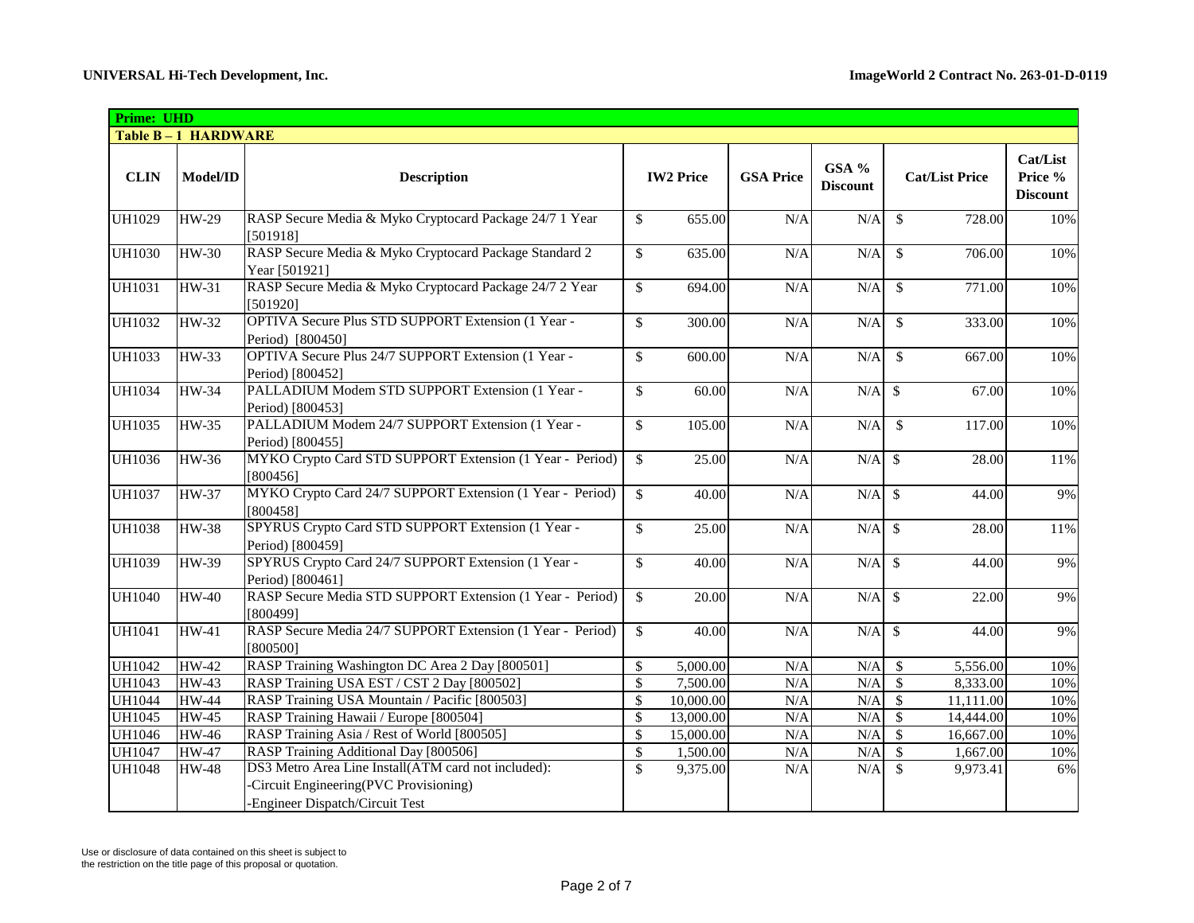| Prime: UHD | | | | | | | |
|---|---|---|---|---|---|---|---|
| **Table B – 1 HARDWARE** | | | | | | | |
| **CLIN** | **Model/ID** | **Description** | **IW2 Price** | **GSA Price** | **GSA % Discount** | **Cat/List Price** | **Cat/List Price % Discount** |
| UH1029 | HW-29 | RASP Secure Media & Myko Cryptocard Package 24/7 1 Year [501918] | $ 655.00 | N/A | N/A | $ 728.00 | 10% |
| UH1030 | HW-30 | RASP Secure Media & Myko Cryptocard Package Standard 2 Year [501921] | $ 635.00 | N/A | N/A | $ 706.00 | 10% |
| UH1031 | HW-31 | RASP Secure Media & Myko Cryptocard Package 24/7 2 Year [501920] | $ 694.00 | N/A | N/A | $ 771.00 | 10% |
| UH1032 | HW-32 | OPTIVA Secure Plus STD SUPPORT Extension (1 Year - Period) [800450] | $ 300.00 | N/A | N/A | $ 333.00 | 10% |
| UH1033 | HW-33 | OPTIVA Secure Plus 24/7 SUPPORT Extension (1 Year - Period) [800452] | $ 600.00 | N/A | N/A | $ 667.00 | 10% |
| UH1034 | HW-34 | PALLADIUM Modem STD SUPPORT Extension (1 Year - Period) [800453] | $ 60.00 | N/A | N/A | $ 67.00 | 10% |
| UH1035 | HW-35 | PALLADIUM Modem 24/7 SUPPORT Extension (1 Year - Period) [800455] | $ 105.00 | N/A | N/A | $ 117.00 | 10% |
| UH1036 | HW-36 | MYKO Crypto Card STD SUPPORT Extension (1 Year - Period) [800456] | $ 25.00 | N/A | N/A | $ 28.00 | 11% |
| UH1037 | HW-37 | MYKO Crypto Card 24/7 SUPPORT Extension (1 Year - Period) [800458] | $ 40.00 | N/A | N/A | $ 44.00 | 9% |
| UH1038 | HW-38 | SPYRUS Crypto Card STD SUPPORT Extension (1 Year - Period) [800459] | $ 25.00 | N/A | N/A | $ 28.00 | 11% |
| UH1039 | HW-39 | SPYRUS Crypto Card 24/7 SUPPORT Extension (1 Year - Period) [800461] | $ 40.00 | N/A | N/A | $ 44.00 | 9% |
| UH1040 | HW-40 | RASP Secure Media STD SUPPORT Extension (1 Year - Period) [800499] | $ 20.00 | N/A | N/A | $ 22.00 | 9% |
| UH1041 | HW-41 | RASP Secure Media 24/7 SUPPORT Extension (1 Year - Period) [800500] | $ 40.00 | N/A | N/A | $ 44.00 | 9% |
| UH1042 | HW-42 | RASP Training Washington DC Area 2 Day [800501] | $ 5,000.00 | N/A | N/A | $ 5,556.00 | 10% |
| UH1043 | HW-43 | RASP Training USA EST / CST 2 Day [800502] | $ 7,500.00 | N/A | N/A | $ 8,333.00 | 10% |
| UH1044 | HW-44 | RASP Training USA Mountain / Pacific [800503] | $ 10,000.00 | N/A | N/A | $ 11,111.00 | 10% |
| UH1045 | HW-45 | RASP Training Hawaii / Europe [800504] | $ 13,000.00 | N/A | N/A | $ 14,444.00 | 10% |
| UH1046 | HW-46 | RASP Training Asia / Rest of World [800505] | $ 15,000.00 | N/A | N/A | $ 16,667.00 | 10% |
| UH1047 | HW-47 | RASP Training Additional Day [800506] | $ 1,500.00 | N/A | N/A | $ 1,667.00 | 10% |
| UH1048 | HW-48 | DS3 Metro Area Line Install(ATM card not included):<br>-Circuit Engineering(PVC Provisioning)<br>-Engineer Dispatch/Circuit Test | $ 9,375.00 | N/A | N/A | $ 9,973.41 | 6% |

Use or disclosure of data contained on this sheet is subject to the restriction on the title page of this proposal or quotation.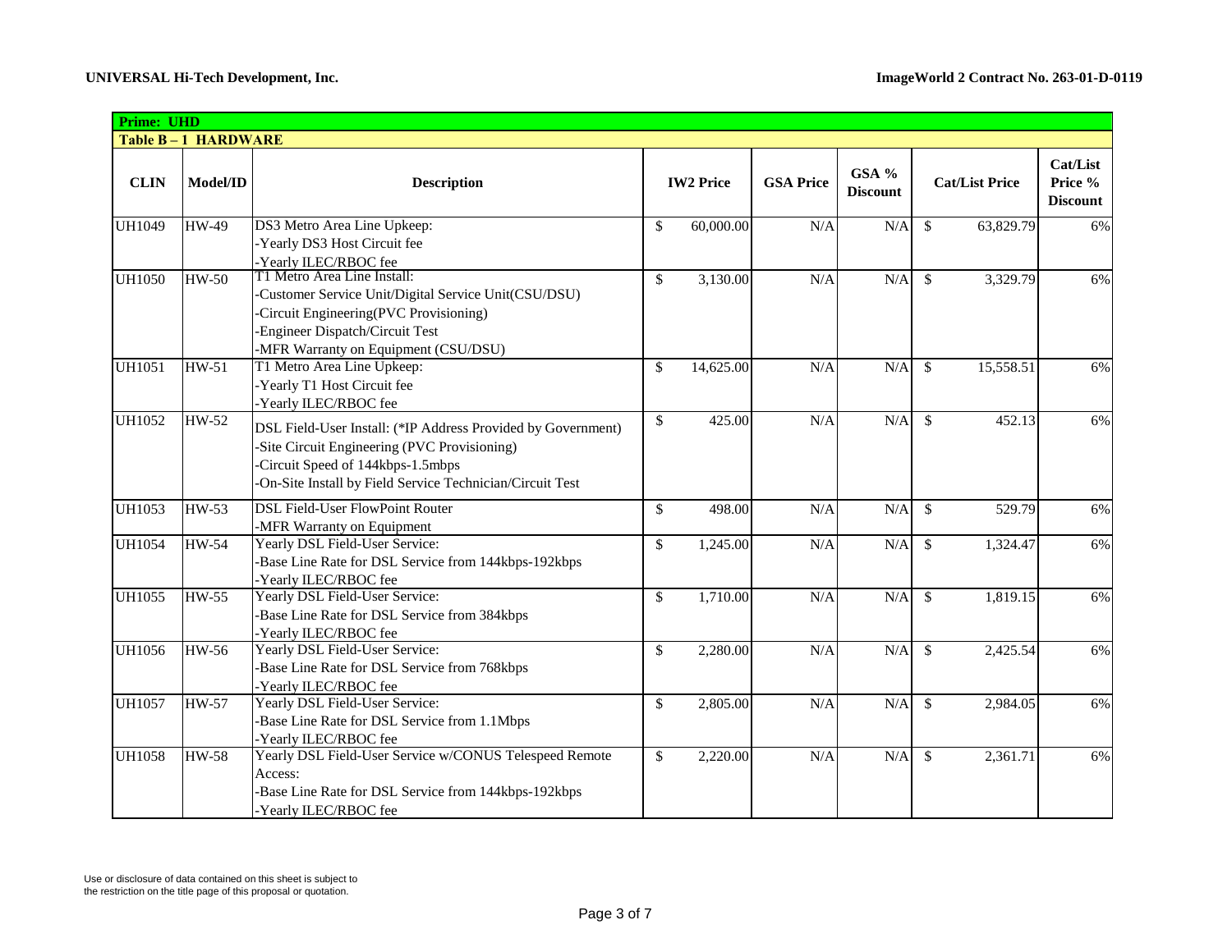**Prime: UHD**

**Table B – 1 HARDWARE**

| CLIN | Model/ID | Description | IW2 Price | GSA Price | GSA % Discount | Cat/List Price | Cat/List Price % Discount |
|---|---|---|---|---|---|---|---|
| UH1049 | HW-49 | DS3 Metro Area Line Upkeep:<br>-Yearly DS3 Host Circuit fee<br>-Yearly ILEC/RBOC fee | $ 60,000.00 | N/A | N/A | $ 63,829.79 | 6% |
| UH1050 | HW-50 | T1 Metro Area Line Install:<br>-Customer Service Unit/Digital Service Unit(CSU/DSU)<br>-Circuit Engineering(PVC Provisioning)<br>-Engineer Dispatch/Circuit Test<br>-MFR Warranty on Equipment (CSU/DSU) | $ 3,130.00 | N/A | N/A | $ 3,329.79 | 6% |
| UH1051 | HW-51 | T1 Metro Area Line Upkeep:<br>-Yearly T1 Host Circuit fee<br>-Yearly ILEC/RBOC fee | $ 14,625.00 | N/A | N/A | $ 15,558.51 | 6% |
| UH1052 | HW-52 | DSL Field-User Install: (*IP Address Provided by Government)<br>-Site Circuit Engineering (PVC Provisioning)<br>-Circuit Speed of 144kbps-1.5mbps<br>-On-Site Install by Field Service Technician/Circuit Test | $ 425.00 | N/A | N/A | $ 452.13 | 6% |
| UH1053 | HW-53 | DSL Field-User FlowPoint Router<br>-MFR Warranty on Equipment | $ 498.00 | N/A | N/A | $ 529.79 | 6% |
| UH1054 | HW-54 | Yearly DSL Field-User Service:<br>-Base Line Rate for DSL Service from 144kbps-192kbps<br>-Yearly ILEC/RBOC fee | $ 1,245.00 | N/A | N/A | $ 1,324.47 | 6% |
| UH1055 | HW-55 | Yearly DSL Field-User Service:<br>-Base Line Rate for DSL Service from 384kbps<br>-Yearly ILEC/RBOC fee | $ 1,710.00 | N/A | N/A | $ 1,819.15 | 6% |
| UH1056 | HW-56 | Yearly DSL Field-User Service:<br>-Base Line Rate for DSL Service from 768kbps<br>-Yearly ILEC/RBOC fee | $ 2,280.00 | N/A | N/A | $ 2,425.54 | 6% |
| UH1057 | HW-57 | Yearly DSL Field-User Service:<br>-Base Line Rate for DSL Service from 1.1Mbps<br>-Yearly ILEC/RBOC fee | $ 2,805.00 | N/A | N/A | $ 2,984.05 | 6% |
| UH1058 | HW-58 | Yearly DSL Field-User Service w/CONUS Telespeed Remote Access:<br>-Base Line Rate for DSL Service from 144kbps-192kbps<br>-Yearly ILEC/RBOC fee | $ 2,220.00 | N/A | N/A | $ 2,361.71 | 6% |

Use or disclosure of data contained on this sheet is subject to the restriction on the title page of this proposal or quotation.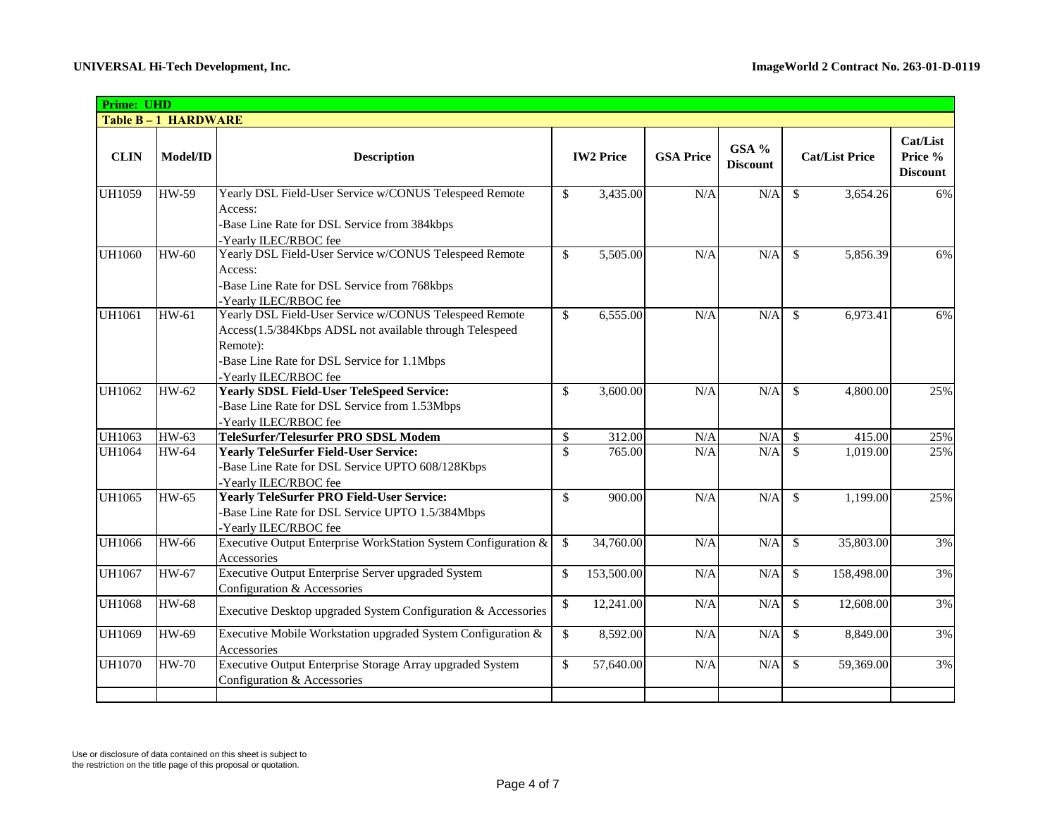**UNIVERSAL Hi-Tech Development, Inc.** **ImageWorld 2 Contract No. 263-01-D-0119**

| Prime: UHD | | | | | | | |
|---|---|---|---|---|---|---|---|
| **Table B – 1 HARDWARE** | | | | | | | |
| **CLIN** | **Model/ID** | **Description** | **IW2 Price** | **GSA Price** | **GSA % Discount** | **Cat/List Price** | **Cat/List Price % Discount** |
| UH1059 | HW-59 | Yearly DSL Field-User Service w/CONUS Telespeed Remote Access:<br>-Base Line Rate for DSL Service from 384kbps<br>-Yearly ILEC/RBOC fee | $ 3,435.00 | N/A | N/A | $ 3,654.26 | 6% |
| UH1060 | HW-60 | Yearly DSL Field-User Service w/CONUS Telespeed Remote Access:<br>-Base Line Rate for DSL Service from 768kbps<br>-Yearly ILEC/RBOC fee | $ 5,505.00 | N/A | N/A | $ 5,856.39 | 6% |
| UH1061 | HW-61 | Yearly DSL Field-User Service w/CONUS Telespeed Remote Access(1.5/384Kbps ADSL not available through Telespeed Remote):<br>-Base Line Rate for DSL Service for 1.1Mbps<br>-Yearly ILEC/RBOC fee | $ 6,555.00 | N/A | N/A | $ 6,973.41 | 6% |
| UH1062 | HW-62 | **Yearly SDSL Field-User TeleSpeed Service:**<br>-Base Line Rate for DSL Service from 1.53Mbps<br>-Yearly ILEC/RBOC fee | $ 3,600.00 | N/A | N/A | $ 4,800.00 | 25% |
| UH1063 | HW-63 | **TeleSurfer/Telesurfer PRO SDSL Modem** | $ 312.00 | N/A | N/A | $ 415.00 | 25% |
| UH1064 | HW-64 | **Yearly TeleSurfer Field-User Service:**<br>-Base Line Rate for DSL Service UPTO 608/128Kbps<br>-Yearly ILEC/RBOC fee | $ 765.00 | N/A | N/A | $ 1,019.00 | 25% |
| UH1065 | HW-65 | **Yearly TeleSurfer PRO Field-User Service:**<br>-Base Line Rate for DSL Service UPTO 1.5/384Mbps<br>-Yearly ILEC/RBOC fee | $ 900.00 | N/A | N/A | $ 1,199.00 | 25% |
| UH1066 | HW-66 | Executive Output Enterprise WorkStation System Configuration & Accessories | $ 34,760.00 | N/A | N/A | $ 35,803.00 | 3% |
| UH1067 | HW-67 | Executive Output Enterprise Server upgraded System Configuration & Accessories | $ 153,500.00 | N/A | N/A | $ 158,498.00 | 3% |
| UH1068 | HW-68 | Executive Desktop upgraded System Configuration & Accessories | $ 12,241.00 | N/A | N/A | $ 12,608.00 | 3% |
| UH1069 | HW-69 | Executive Mobile Workstation upgraded System Configuration & Accessories | $ 8,592.00 | N/A | N/A | $ 8,849.00 | 3% |
| UH1070 | HW-70 | Executive Output Enterprise Storage Array upgraded System Configuration & Accessories | $ 57,640.00 | N/A | N/A | $ 59,369.00 | 3% |
| | | | | | | | |

Use or disclosure of data contained on this sheet is subject to the restriction on the title page of this proposal or quotation.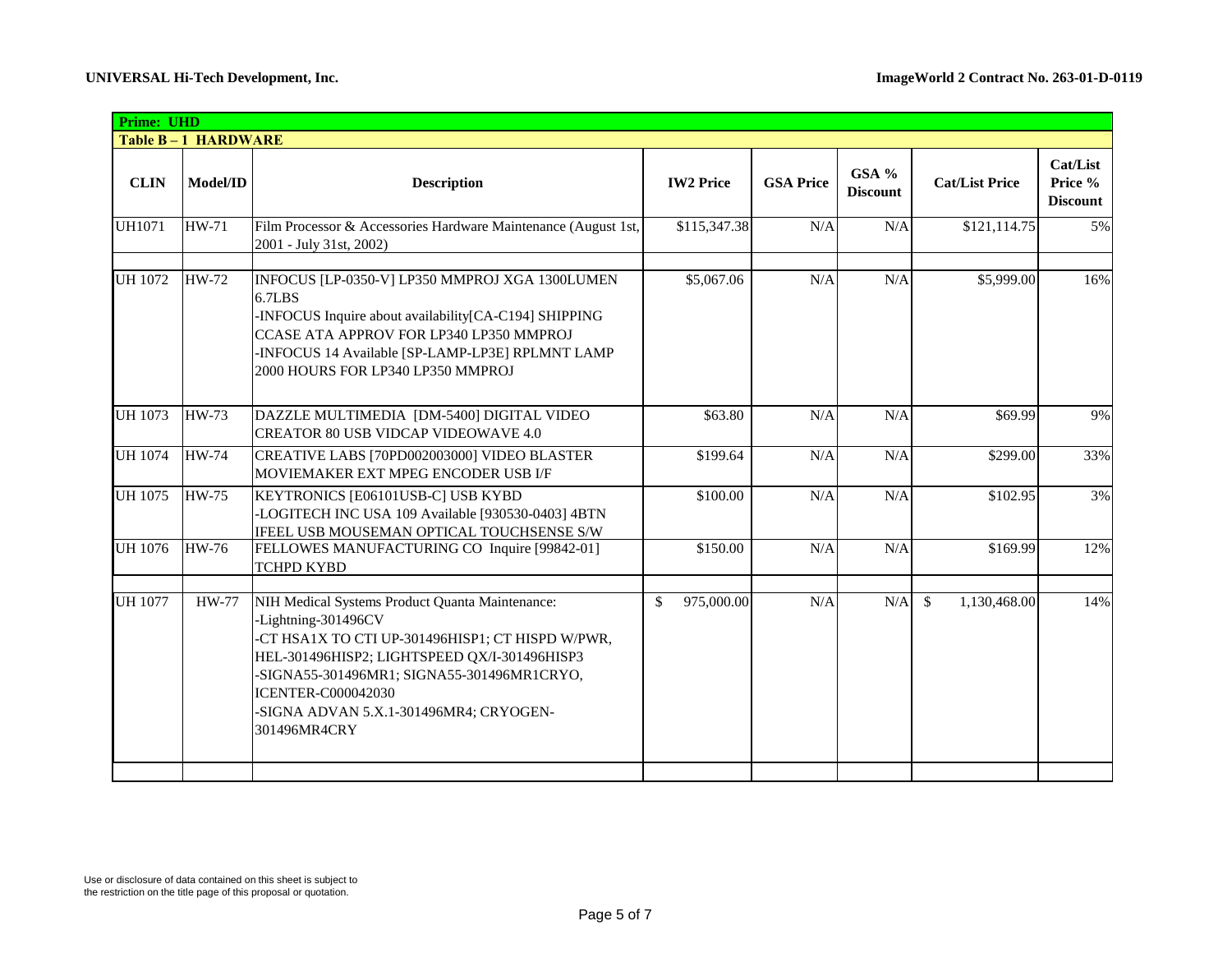**UNIVERSAL Hi-Tech Development, Inc.** **ImageWorld 2 Contract No. 263-01-D-0119**

| Prime: UHD | | | | | | | |
|---|---|---|---|---|---|---|---|
| **Table B – 1 HARDWARE** | | | | | | | |
| **CLIN** | **Model/ID** | **Description** | **IW2 Price** | **GSA Price** | **GSA % Discount** | **Cat/List Price** | **Cat/List Price % Discount** |
| UH1071 | HW-71 | Film Processor & Accessories Hardware Maintenance (August 1st, 2001 - July 31st, 2002) | $115,347.38 | N/A | N/A | $121,114.75 | 5% |
| | | | | | | | |
| UH 1072 | HW-72 | INFOCUS [LP-0350-V] LP350 MMPROJ XGA 1300LUMEN 6.7LBS<br>-INFOCUS Inquire about availability[CA-C194] SHIPPING CCASE ATA APPROV FOR LP340 LP350 MMPROJ<br>-INFOCUS 14 Available [SP-LAMP-LP3E] RPLMNT LAMP 2000 HOURS FOR LP340 LP350 MMPROJ | $5,067.06 | N/A | N/A | $5,999.00 | 16% |
| UH 1073 | HW-73 | DAZZLE MULTIMEDIA [DM-5400] DIGITAL VIDEO CREATOR 80 USB VIDCAP VIDEOWAVE 4.0 | $63.80 | N/A | N/A | $69.99 | 9% |
| UH 1074 | HW-74 | CREATIVE LABS [70PD002003000] VIDEO BLASTER MOVIEMAKER EXT MPEG ENCODER USB I/F | $199.64 | N/A | N/A | $299.00 | 33% |
| UH 1075 | HW-75 | KEYTRONICS [E06101USB-C] USB KYBD<br>-LOGITECH INC USA 109 Available [930530-0403] 4BTN IFEEL USB MOUSEMAN OPTICAL TOUCHSENSE S/W | $100.00 | N/A | N/A | $102.95 | 3% |
| UH 1076 | HW-76 | FELLOWES MANUFACTURING CO Inquire [99842-01] TCHPD KYBD | $150.00 | N/A | N/A | $169.99 | 12% |
| | | | | | | | |
| UH 1077 | HW-77 | NIH Medical Systems Product Quanta Maintenance:<br>-Lightning-301496CV<br>-CT HSA1X TO CTI UP-301496HISP1; CT HISPD W/PWR, HEL-301496HISP2; LIGHTSPEED QX/I-301496HISP3<br>-SIGNA55-301496MR1; SIGNA55-301496MR1CRYO, ICENTER-C000042030<br>-SIGNA ADVAN 5.X.1-301496MR4; CRYOGEN-301496MR4CRY | $ 975,000.00 | N/A | N/A | $ 1,130,468.00 | 14% |
| | | | | | | | |

Use or disclosure of data contained on this sheet is subject to the restriction on the title page of this proposal or quotation.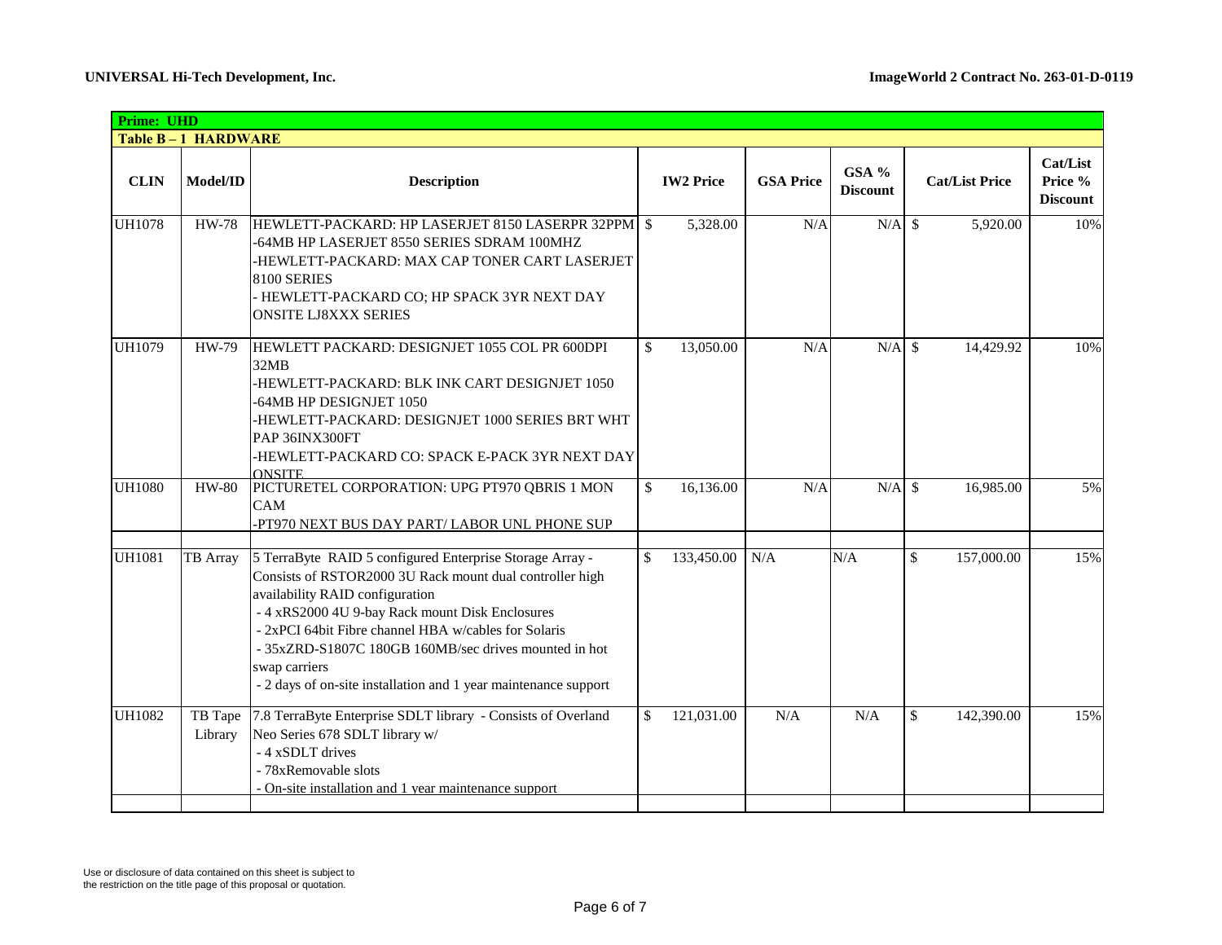| Prime: UHD | | | | | | | |
|---|---|---|---|---|---|---|---|
| **Table B – 1 HARDWARE** | | | | | | | |
| **CLIN** | **Model/ID** | **Description** | **IW2 Price** | **GSA Price** | **GSA % Discount** | **Cat/List Price** | **Cat/List Price % Discount** |
| UH1078 | HW-78 | HEWLETT-PACKARD: HP LASERJET 8150 LASERPR 32PPM<br>-64MB HP LASERJET 8550 SERIES SDRAM 100MHZ<br>-HEWLETT-PACKARD: MAX CAP TONER CART LASERJET 8100 SERIES<br>- HEWLETT-PACKARD CO; HP SPACK 3YR NEXT DAY ONSITE LJ8XXX SERIES | $ 5,328.00 | N/A | N/A | $ 5,920.00 | 10% |
| UH1079 | HW-79 | HEWLETT PACKARD: DESIGNJET 1055 COL PR 600DPI 32MB<br>-HEWLETT-PACKARD: BLK INK CART DESIGNJET 1050<br>-64MB HP DESIGNJET 1050<br>-HEWLETT-PACKARD: DESIGNJET 1000 SERIES BRT WHT PAP 36INX300FT<br>-HEWLETT-PACKARD CO: SPACK E-PACK 3YR NEXT DAY ONSITE | $ 13,050.00 | N/A | N/A | $ 14,429.92 | 10% |
| UH1080 | HW-80 | PICTURETEL CORPORATION: UPG PT970 QBRIS 1 MON CAM<br>-PT970 NEXT BUS DAY PART/ LABOR UNL PHONE SUP | $ 16,136.00 | N/A | N/A | $ 16,985.00 | 5% |
| | | | | | | | |
| UH1081 | TB Array | 5 TerraByte RAID 5 configured Enterprise Storage Array - Consists of RSTOR2000 3U Rack mount dual controller high availability RAID configuration<br>- 4 xRS2000 4U 9-bay Rack mount Disk Enclosures<br>- 2xPCI 64bit Fibre channel HBA w/cables for Solaris<br>- 35xZRD-S1807C 180GB 160MB/sec drives mounted in hot swap carriers<br>- 2 days of on-site installation and 1 year maintenance support | $ 133,450.00 | N/A | N/A | $ 157,000.00 | 15% |
| UH1082 | TB Tape Library | 7.8 TerraByte Enterprise SDLT library - Consists of Overland Neo Series 678 SDLT library w/<br>- 4 xSDLT drives<br>- 78xRemovable slots<br>- On-site installation and 1 year maintenance support | $ 121,031.00 | N/A | N/A | $ 142,390.00 | 15% |
| | | | | | | | |

Use or disclosure of data contained on this sheet is subject to the restriction on the title page of this proposal or quotation.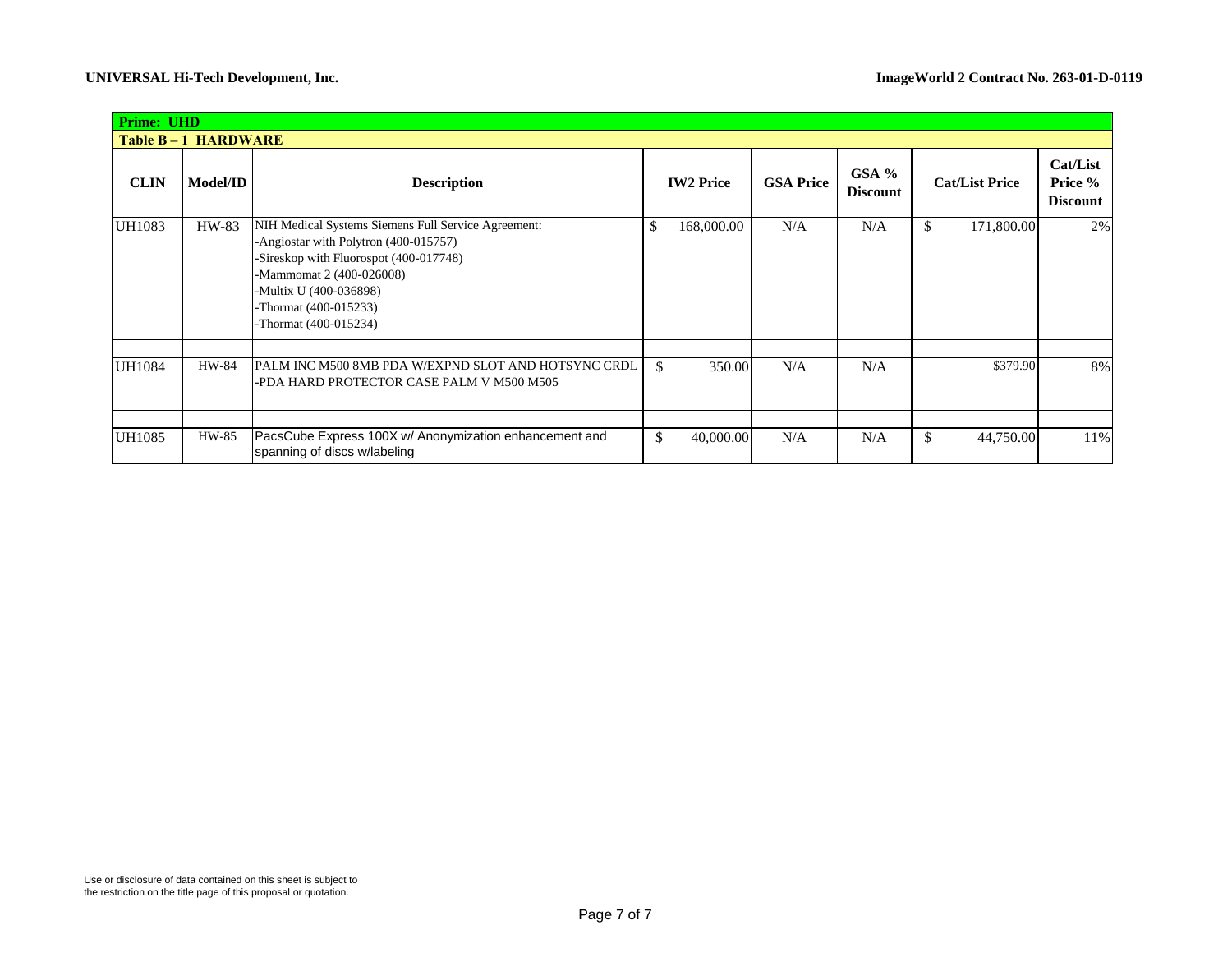| Prime: UHD | | | | | | | |
|---|---|---|---|---|---|---|---|
| **Table B – 1 HARDWARE** | | | | | | | |
| **CLIN** | **Model/ID** | **Description** | **IW2 Price** | **GSA Price** | **GSA % Discount** | **Cat/List Price** | **Cat/List Price % Discount** |
| UH1083 | HW-83 | NIH Medical Systems Siemens Full Service Agreement:<br>-Angiostar with Polytron (400-015757)<br>-Sireskop with Fluorospot (400-017748)<br>-Mammomat 2 (400-026008)<br>-Multix U (400-036898)<br>-Thormat (400-015233)<br>-Thormat (400-015234) | $ 168,000.00 | N/A | N/A | $ 171,800.00 | 2% |
| | | | | | | | |
| UH1084 | HW-84 | PALM INC M500 8MB PDA W/EXPND SLOT AND HOTSYNC CRDL<br>-PDA HARD PROTECTOR CASE PALM V M500 M505 | $ 350.00 | N/A | N/A | $379.90 | 8% |
| | | | | | | | |
| UH1085 | HW-85 | PacsCube Express 100X w/ Anonymization enhancement and spanning of discs w/labeling | $ 40,000.00 | N/A | N/A | $ 44,750.00 | 11% |

Use or disclosure of data contained on this sheet is subject to the restriction on the title page of this proposal or quotation.